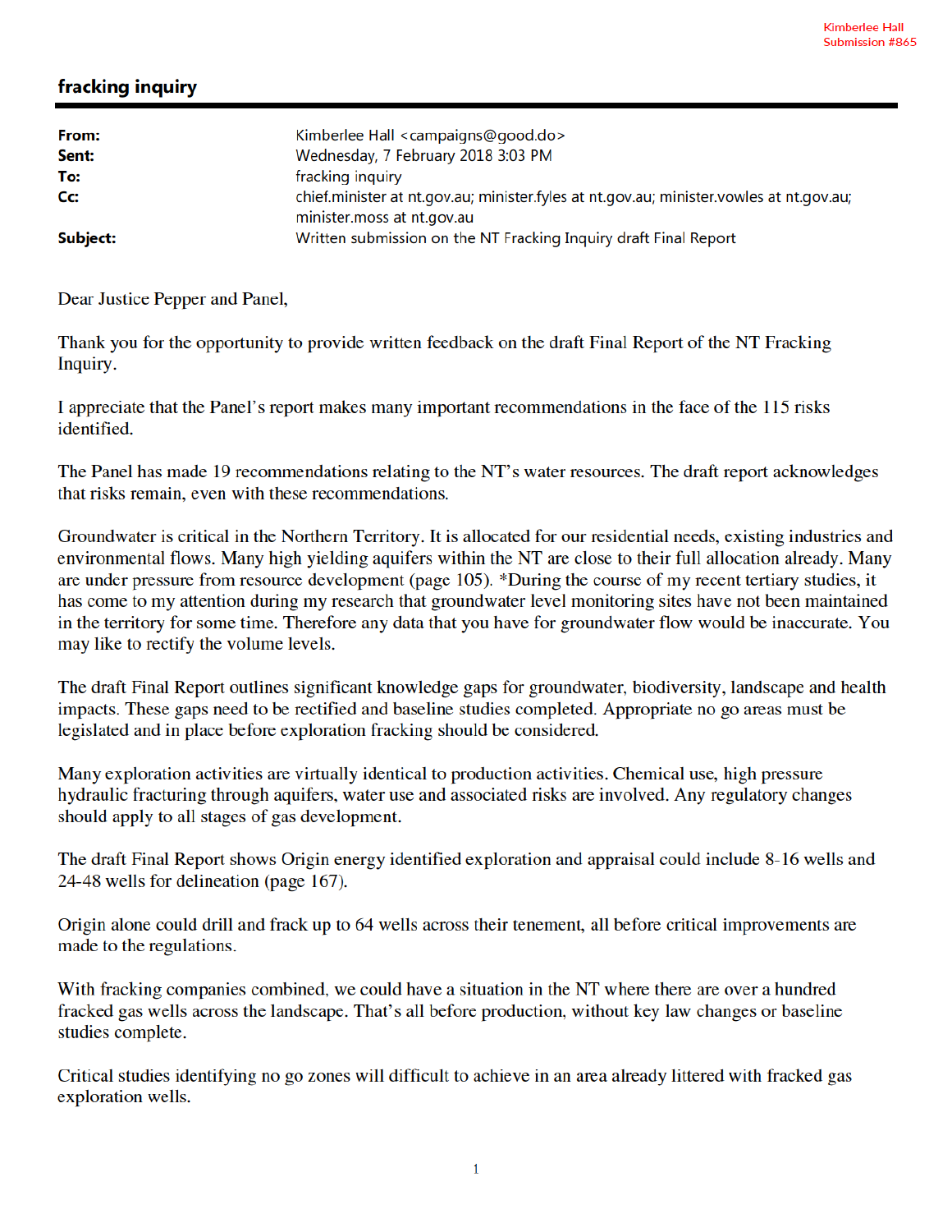Kimberlee Hall
Submission #865

# fracking inquiry

| | |
|---|---|
| **From:** | Kimberlee Hall <campaigns@good.do> |
| **Sent:** | Wednesday, 7 February 2018 3:03 PM |
| **To:** | fracking inquiry |
| **Cc:** | chief.minister at nt.gov.au; minister.fyles at nt.gov.au; minister.vowles at nt.gov.au; minister.moss at nt.gov.au |
| **Subject:** | Written submission on the NT Fracking Inquiry draft Final Report |

Dear Justice Pepper and Panel,

Thank you for the opportunity to provide written feedback on the draft Final Report of the NT Fracking Inquiry.

I appreciate that the Panel's report makes many important recommendations in the face of the 115 risks identified.

The Panel has made 19 recommendations relating to the NT's water resources. The draft report acknowledges that risks remain, even with these recommendations.

Groundwater is critical in the Northern Territory. It is allocated for our residential needs, existing industries and environmental flows. Many high yielding aquifers within the NT are close to their full allocation already. Many are under pressure from resource development (page 105). *During the course of my recent tertiary studies, it has come to my attention during my research that groundwater level monitoring sites have not been maintained in the territory for some time. Therefore any data that you have for groundwater flow would be inaccurate. You may like to rectify the volume levels.

The draft Final Report outlines significant knowledge gaps for groundwater, biodiversity, landscape and health impacts. These gaps need to be rectified and baseline studies completed. Appropriate no go areas must be legislated and in place before exploration fracking should be considered.

Many exploration activities are virtually identical to production activities. Chemical use, high pressure hydraulic fracturing through aquifers, water use and associated risks are involved. Any regulatory changes should apply to all stages of gas development.

The draft Final Report shows Origin energy identified exploration and appraisal could include 8-16 wells and 24-48 wells for delineation (page 167).

Origin alone could drill and frack up to 64 wells across their tenement, all before critical improvements are made to the regulations.

With fracking companies combined, we could have a situation in the NT where there are over a hundred fracked gas wells across the landscape. That's all before production, without key law changes or baseline studies complete.

Critical studies identifying no go zones will difficult to achieve in an area already littered with fracked gas exploration wells.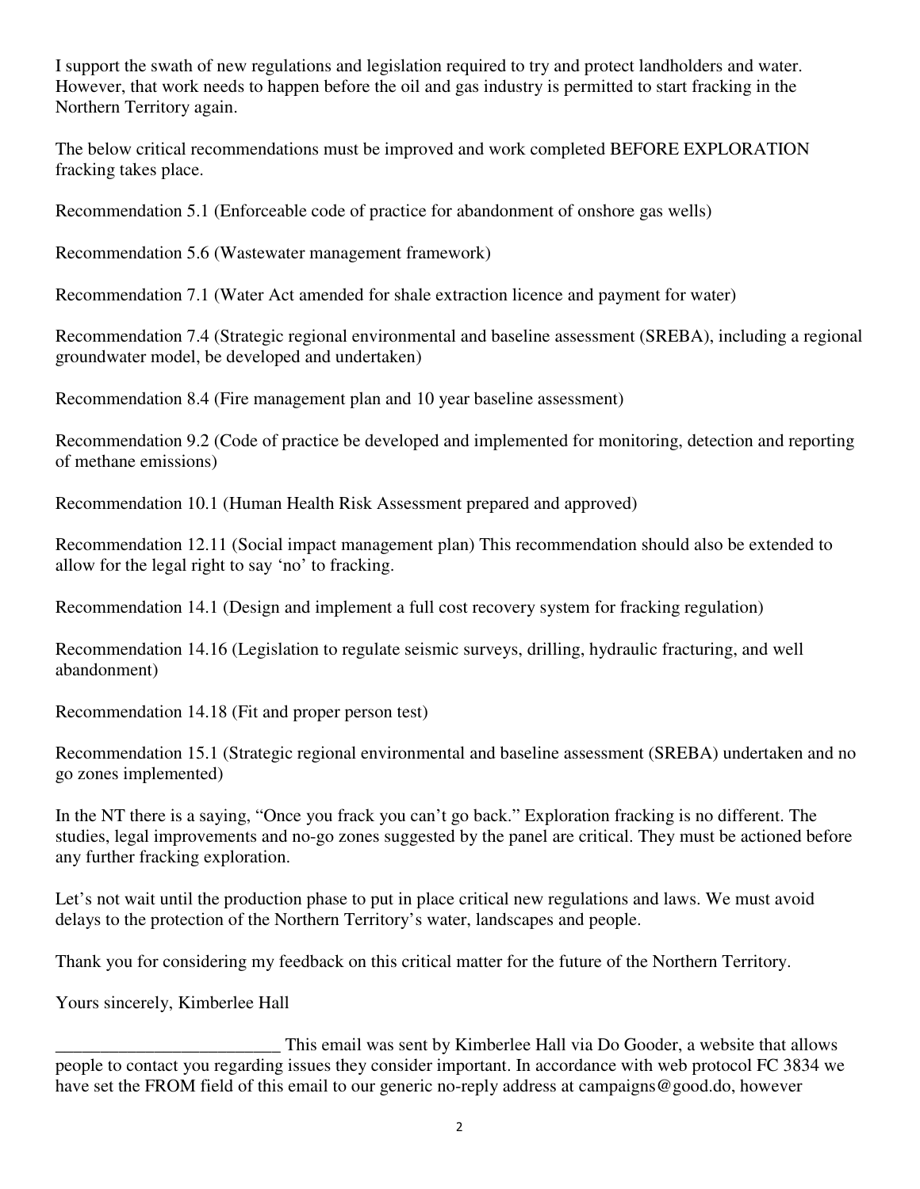I support the swath of new regulations and legislation required to try and protect landholders and water. However, that work needs to happen before the oil and gas industry is permitted to start fracking in the Northern Territory again.

The below critical recommendations must be improved and work completed BEFORE EXPLORATION fracking takes place.

Recommendation 5.1 (Enforceable code of practice for abandonment of onshore gas wells)

Recommendation 5.6 (Wastewater management framework)

Recommendation 7.1 (Water Act amended for shale extraction licence and payment for water)

Recommendation 7.4 (Strategic regional environmental and baseline assessment (SREBA), including a regional groundwater model, be developed and undertaken)

Recommendation 8.4 (Fire management plan and 10 year baseline assessment)

Recommendation 9.2 (Code of practice be developed and implemented for monitoring, detection and reporting of methane emissions)

Recommendation 10.1 (Human Health Risk Assessment prepared and approved)

Recommendation 12.11 (Social impact management plan) This recommendation should also be extended to allow for the legal right to say 'no' to fracking.

Recommendation 14.1 (Design and implement a full cost recovery system for fracking regulation)

Recommendation 14.16 (Legislation to regulate seismic surveys, drilling, hydraulic fracturing, and well abandonment)

Recommendation 14.18 (Fit and proper person test)

Recommendation 15.1 (Strategic regional environmental and baseline assessment (SREBA) undertaken and no go zones implemented)

In the NT there is a saying, "Once you frack you can't go back." Exploration fracking is no different. The studies, legal improvements and no-go zones suggested by the panel are critical. They must be actioned before any further fracking exploration.

Let's not wait until the production phase to put in place critical new regulations and laws. We must avoid delays to the protection of the Northern Territory's water, landscapes and people.

Thank you for considering my feedback on this critical matter for the future of the Northern Territory.

Yours sincerely, Kimberlee Hall

_________________________ This email was sent by Kimberlee Hall via Do Gooder, a website that allows people to contact you regarding issues they consider important. In accordance with web protocol FC 3834 we have set the FROM field of this email to our generic no-reply address at campaigns@good.do, however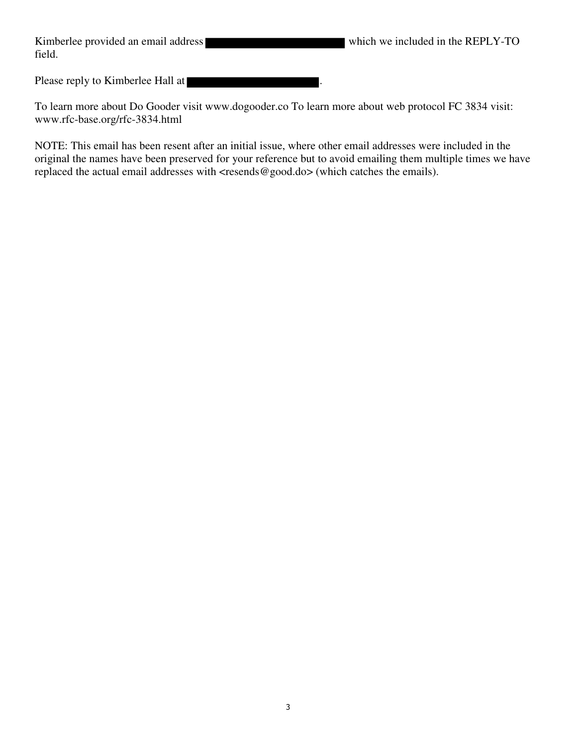Kimberlee provided an email address [REDACTED] which we included in the REPLY-TO field.

Please reply to Kimberlee Hall at [REDACTED].

To learn more about Do Gooder visit www.dogooder.co To learn more about web protocol FC 3834 visit: www.rfc-base.org/rfc-3834.html

NOTE: This email has been resent after an initial issue, where other email addresses were included in the original the names have been preserved for your reference but to avoid emailing them multiple times we have replaced the actual email addresses with <resends@good.do> (which catches the emails).